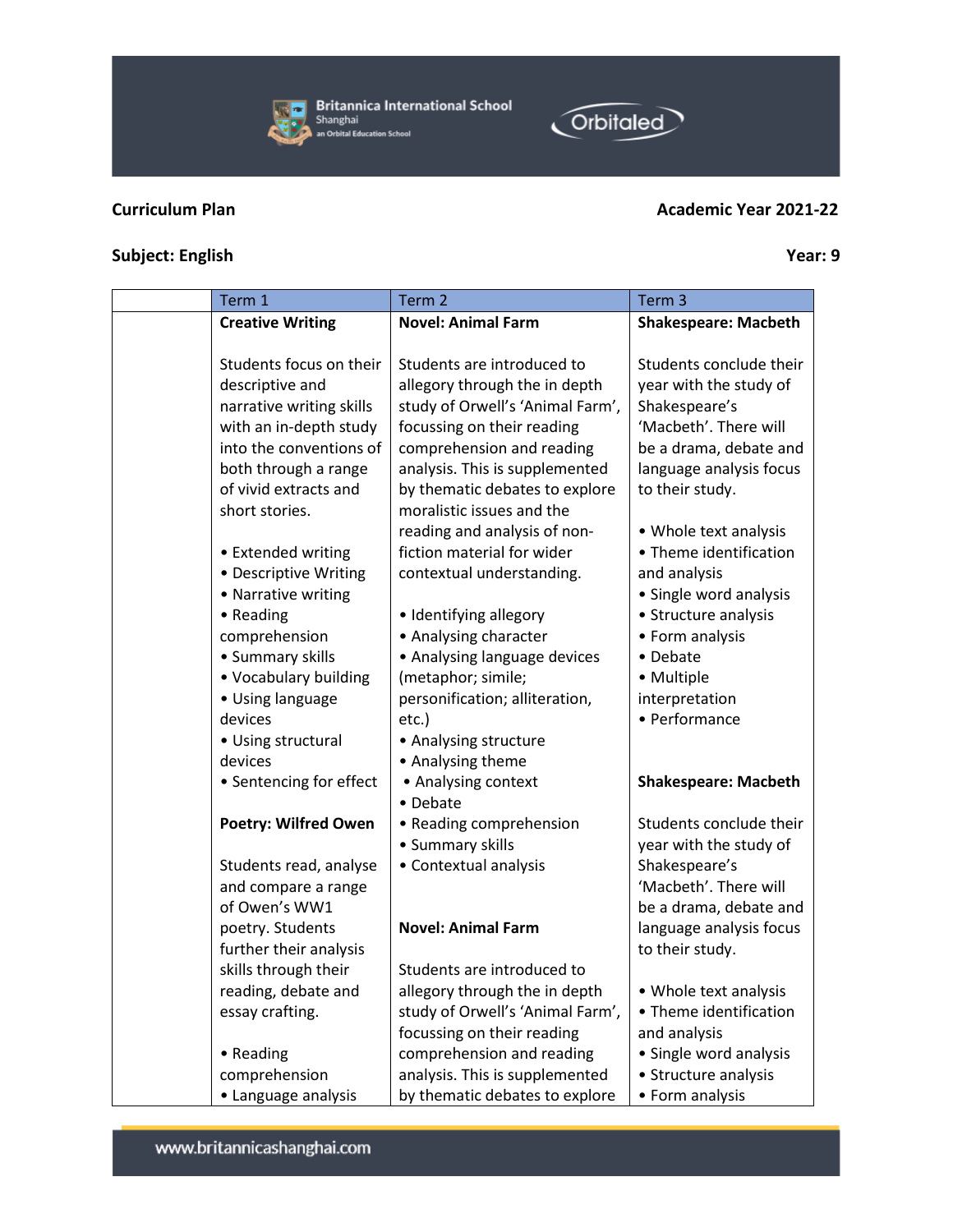**Curriculum Plan** **Academic Year 2021-22**

**Subject: English** **Year: 9**

| | Term 1 | Term 2 | Term 3 |
|---|---|---|---|
| | **Creative Writing**<br><br>Students focus on their descriptive and narrative writing skills with an in-depth study into the conventions of both through a range of vivid extracts and short stories.<br><br>• Extended writing<br>• Descriptive Writing<br>• Narrative writing<br>• Reading comprehension<br>• Summary skills<br>• Vocabulary building<br>• Using language devices<br>• Using structural devices<br>• Sentencing for effect<br><br>**Poetry: Wilfred Owen**<br><br>Students read, analyse and compare a range of Owen's WW1 poetry. Students further their analysis skills through their reading, debate and essay crafting.<br><br>• Reading comprehension<br>• Language analysis | **Novel: Animal Farm**<br><br>Students are introduced to allegory through the in depth study of Orwell's 'Animal Farm', focussing on their reading comprehension and reading analysis. This is supplemented by thematic debates to explore moralistic issues and the reading and analysis of non-fiction material for wider contextual understanding.<br><br>• Identifying allegory<br>• Analysing character<br>• Analysing language devices (metaphor; simile; personification; alliteration, etc.)<br>• Analysing structure<br>• Analysing theme<br>• Analysing context<br>• Debate<br>• Reading comprehension<br>• Summary skills<br>• Contextual analysis<br><br>**Novel: Animal Farm**<br><br>Students are introduced to allegory through the in depth study of Orwell's 'Animal Farm', focussing on their reading comprehension and reading analysis. This is supplemented by thematic debates to explore | **Shakespeare: Macbeth**<br><br>Students conclude their year with the study of Shakespeare's 'Macbeth'. There will be a drama, debate and language analysis focus to their study.<br><br>• Whole text analysis<br>• Theme identification and analysis<br>• Single word analysis<br>• Structure analysis<br>• Form analysis<br>• Debate<br>• Multiple interpretation<br>• Performance<br><br>**Shakespeare: Macbeth**<br><br>Students conclude their year with the study of Shakespeare's 'Macbeth'. There will be a drama, debate and language analysis focus to their study.<br><br>• Whole text analysis<br>• Theme identification and analysis<br>• Single word analysis<br>• Structure analysis<br>• Form analysis |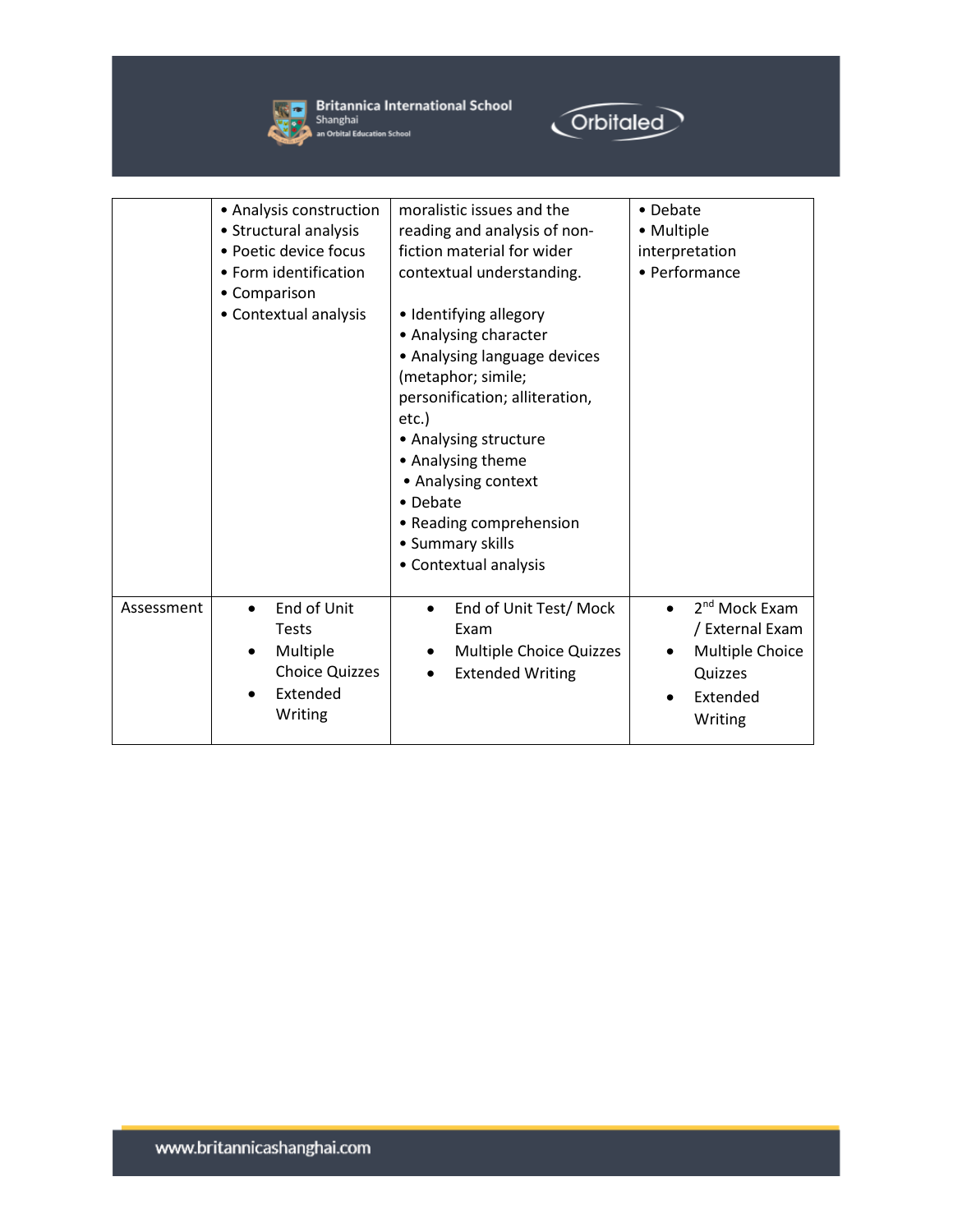| | | | |
|---|---|---|---|
| | • Analysis construction<br>• Structural analysis<br>• Poetic device focus<br>• Form identification<br>• Comparison<br>• Contextual analysis | moralistic issues and the reading and analysis of non-fiction material for wider contextual understanding.<br><br>• Identifying allegory<br>• Analysing character<br>• Analysing language devices (metaphor; simile; personification; alliteration, etc.)<br>• Analysing structure<br>• Analysing theme<br>• Analysing context<br>• Debate<br>• Reading comprehension<br>• Summary skills<br>• Contextual analysis | • Debate<br>• Multiple interpretation<br>• Performance |
| Assessment | • End of Unit Tests<br>• Multiple Choice Quizzes<br>• Extended Writing | • End of Unit Test/ Mock Exam<br>• Multiple Choice Quizzes<br>• Extended Writing | • 2nd Mock Exam / External Exam<br>• Multiple Choice Quizzes<br>• Extended Writing |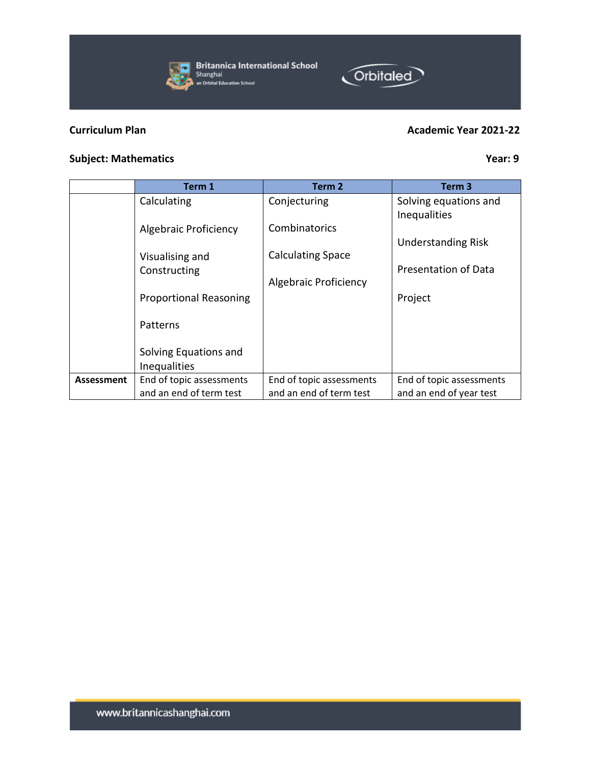**Curriculum Plan** **Academic Year 2021-22**

**Subject: Mathematics** **Year: 9**

| | Term 1 | Term 2 | Term 3 |
|---|---|---|---|
| | Calculating<br><br>Algebraic Proficiency<br><br>Visualising and Constructing<br><br>Proportional Reasoning<br><br>Patterns<br><br>Solving Equations and Inequalities | Conjecturing<br><br>Combinatorics<br><br>Calculating Space<br><br>Algebraic Proficiency | Solving equations and Inequalities<br><br>Understanding Risk<br><br>Presentation of Data<br><br>Project |
| **Assessment** | End of topic assessments and an end of term test | End of topic assessments and an end of term test | End of topic assessments and an end of year test |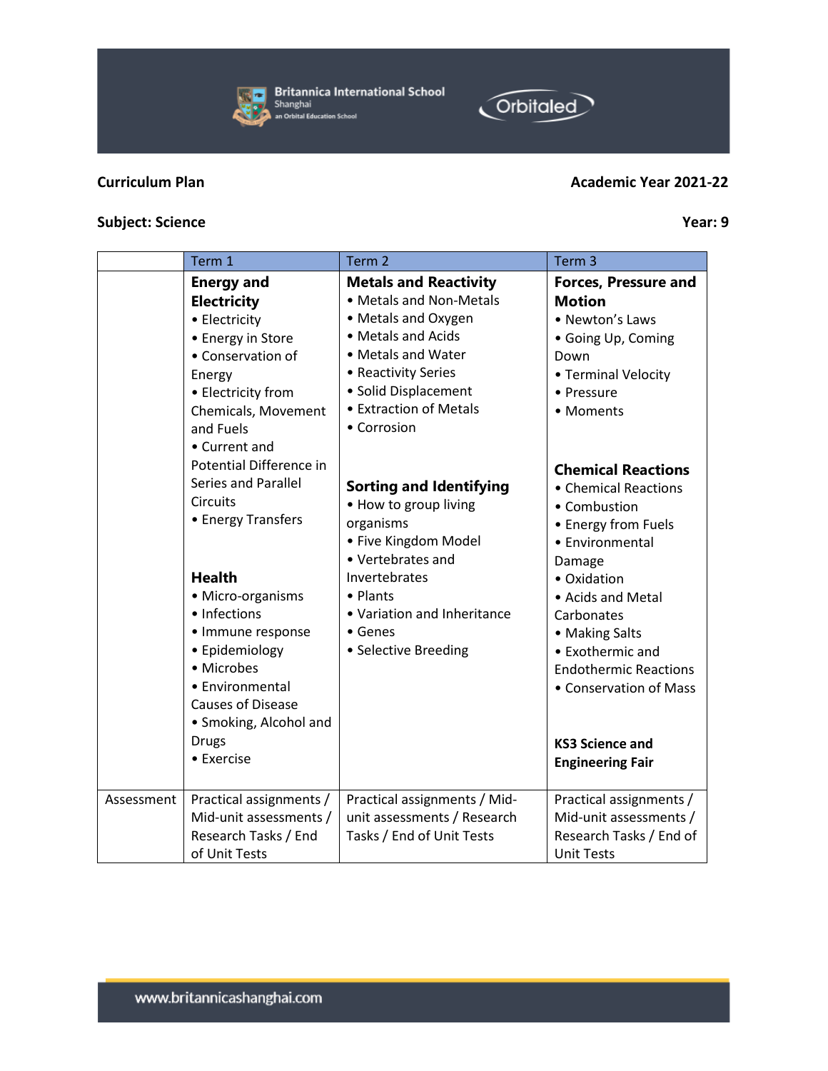**Curriculum Plan** **Academic Year 2021-22**

**Subject: Science** **Year: 9**

| | Term 1 | Term 2 | Term 3 |
|---|---|---|---|
| | **Energy and Electricity**<br>• Electricity<br>• Energy in Store<br>• Conservation of Energy<br>• Electricity from Chemicals, Movement and Fuels<br>• Current and Potential Difference in Series and Parallel Circuits<br>• Energy Transfers<br><br>**Health**<br>• Micro-organisms<br>• Infections<br>• Immune response<br>• Epidemiology<br>• Microbes<br>• Environmental Causes of Disease<br>• Smoking, Alcohol and Drugs<br>• Exercise | **Metals and Reactivity**<br>• Metals and Non-Metals<br>• Metals and Oxygen<br>• Metals and Acids<br>• Metals and Water<br>• Reactivity Series<br>• Solid Displacement<br>• Extraction of Metals<br>• Corrosion<br><br>**Sorting and Identifying**<br>• How to group living organisms<br>• Five Kingdom Model<br>• Vertebrates and Invertebrates<br>• Plants<br>• Variation and Inheritance<br>• Genes<br>• Selective Breeding | **Forces, Pressure and Motion**<br>• Newton's Laws<br>• Going Up, Coming Down<br>• Terminal Velocity<br>• Pressure<br>• Moments<br><br>**Chemical Reactions**<br>• Chemical Reactions<br>• Combustion<br>• Energy from Fuels<br>• Environmental Damage<br>• Oxidation<br>• Acids and Metal Carbonates<br>• Making Salts<br>• Exothermic and Endothermic Reactions<br>• Conservation of Mass<br><br>**KS3 Science and Engineering Fair** |
| Assessment | Practical assignments / Mid-unit assessments / Research Tasks / End of Unit Tests | Practical assignments / Mid-unit assessments / Research Tasks / End of Unit Tests | Practical assignments / Mid-unit assessments / Research Tasks / End of Unit Tests |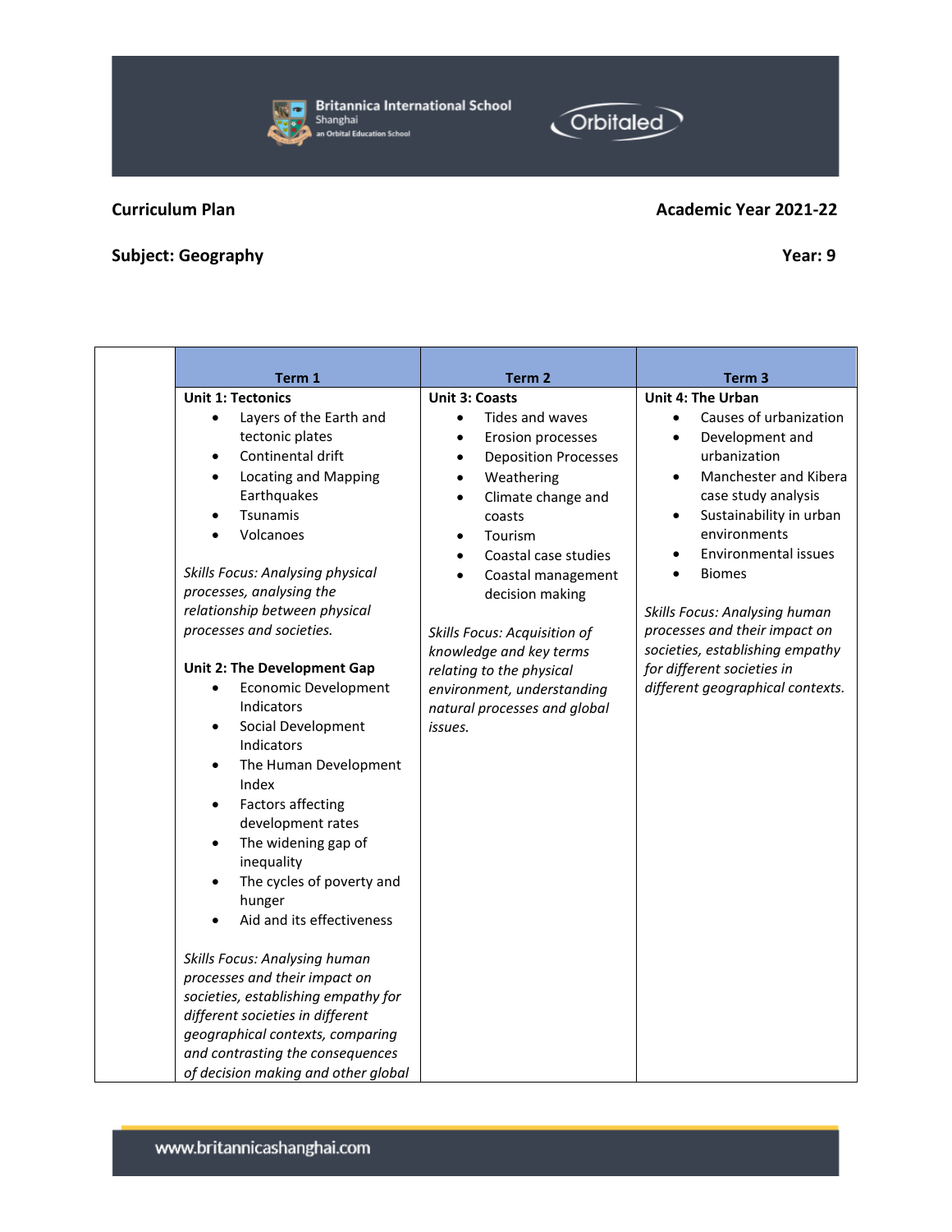**Curriculum Plan** **Academic Year 2021-22**

**Subject: Geography** **Year: 9**

| | Term 1 | Term 2 | Term 3 |
|---|---|---|---|
| | **Unit 1: Tectonics**<br>• Layers of the Earth and tectonic plates<br>• Continental drift<br>• Locating and Mapping Earthquakes<br>• Tsunamis<br>• Volcanoes<br><br>*Skills Focus: Analysing physical processes, analysing the relationship between physical processes and societies.*<br><br>**Unit 2: The Development Gap**<br>• Economic Development Indicators<br>• Social Development Indicators<br>• The Human Development Index<br>• Factors affecting development rates<br>• The widening gap of inequality<br>• The cycles of poverty and hunger<br>• Aid and its effectiveness<br><br>*Skills Focus: Analysing human processes and their impact on societies, establishing empathy for different societies in different geographical contexts, comparing and contrasting the consequences of decision making and other global* | **Unit 3: Coasts**<br>• Tides and waves<br>• Erosion processes<br>• Deposition Processes<br>• Weathering<br>• Climate change and coasts<br>• Tourism<br>• Coastal case studies<br>• Coastal management decision making<br><br>*Skills Focus: Acquisition of knowledge and key terms relating to the physical environment, understanding natural processes and global issues.* | **Unit 4: The Urban**<br>• Causes of urbanization<br>• Development and urbanization<br>• Manchester and Kibera case study analysis<br>• Sustainability in urban environments<br>• Environmental issues<br>• Biomes<br><br>*Skills Focus: Analysing human processes and their impact on societies, establishing empathy for different societies in different geographical contexts.* |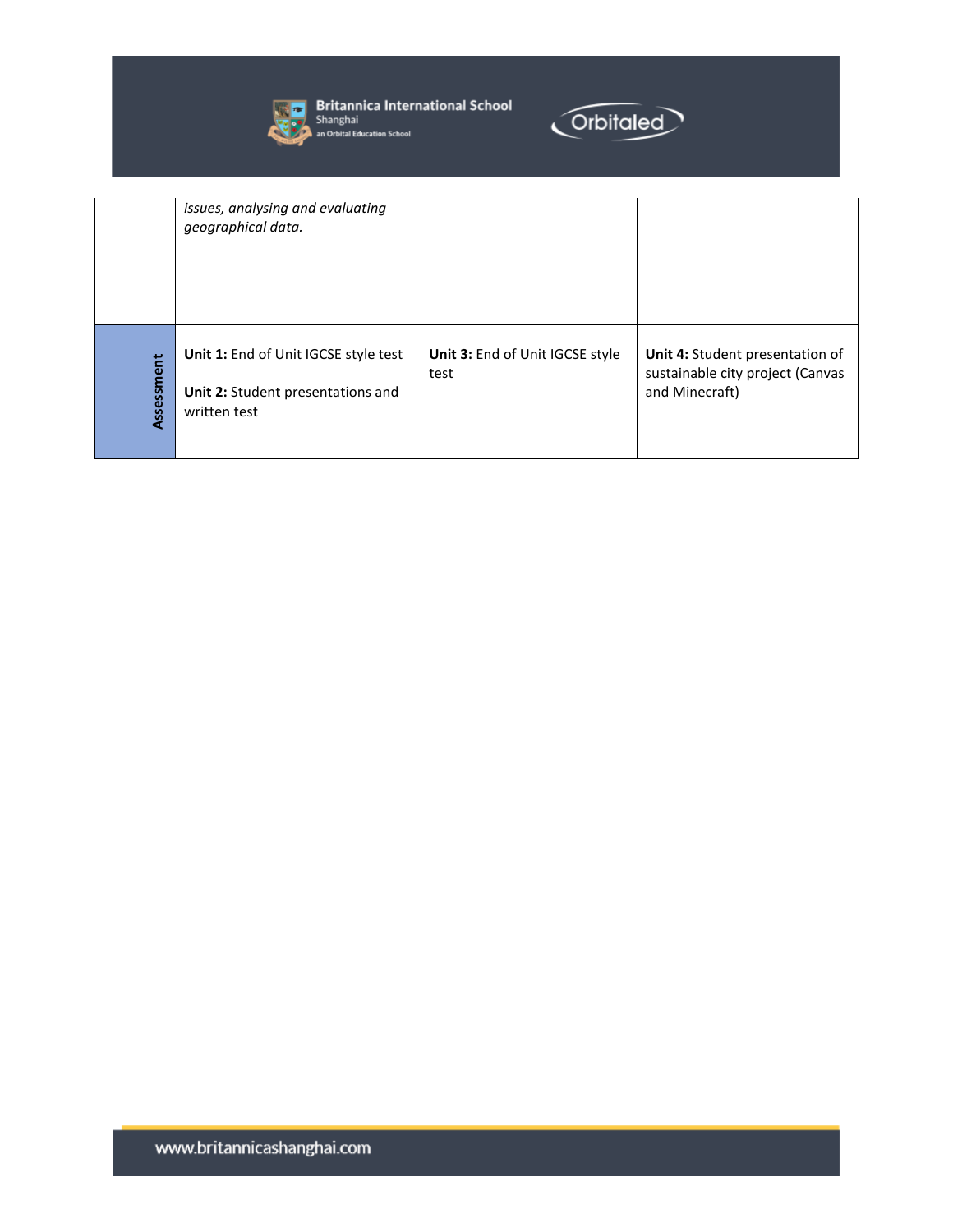| | | | |
|---|---|---|---|
| | *issues, analysing and evaluating geographical data.* | | |
| **Assessment** | **Unit 1:** End of Unit IGCSE style test<br><br>**Unit 2:** Student presentations and written test | **Unit 3:** End of Unit IGCSE style test | **Unit 4:** Student presentation of sustainable city project (Canvas and Minecraft) |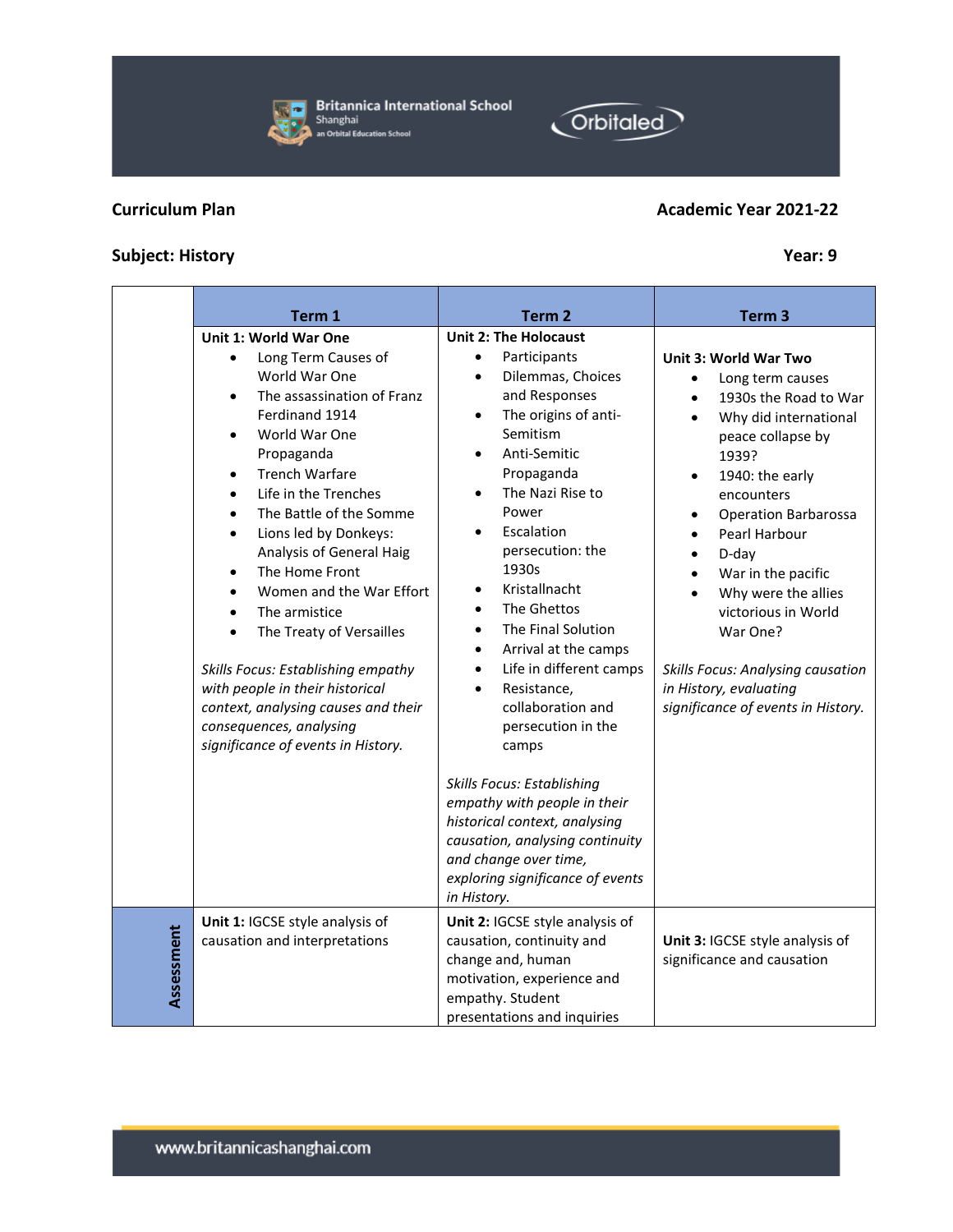**Curriculum Plan** **Academic Year 2021-22**

**Subject: History** **Year: 9**

| | Term 1 | Term 2 | Term 3 |
|---|---|---|---|
| | **Unit 1: World War One**<br>• Long Term Causes of World War One<br>• The assassination of Franz Ferdinand 1914<br>• World War One Propaganda<br>• Trench Warfare<br>• Life in the Trenches<br>• The Battle of the Somme<br>• Lions led by Donkeys: Analysis of General Haig<br>• The Home Front<br>• Women and the War Effort<br>• The armistice<br>• The Treaty of Versailles<br><br>*Skills Focus: Establishing empathy with people in their historical context, analysing causes and their consequences, analysing significance of events in History.* | **Unit 2: The Holocaust**<br>• Participants<br>• Dilemmas, Choices and Responses<br>• The origins of anti-Semitism<br>• Anti-Semitic Propaganda<br>• The Nazi Rise to Power<br>• Escalation persecution: the 1930s<br>• Kristallnacht<br>• The Ghettos<br>• The Final Solution<br>• Arrival at the camps<br>• Life in different camps<br>• Resistance, collaboration and persecution in the camps<br><br>*Skills Focus: Establishing empathy with people in their historical context, analysing causation, analysing continuity and change over time, exploring significance of events in History.* | **Unit 3: World War Two**<br>• Long term causes<br>• 1930s the Road to War<br>• Why did international peace collapse by 1939?<br>• 1940: the early encounters<br>• Operation Barbarossa<br>• Pearl Harbour<br>• D-day<br>• War in the pacific<br>• Why were the allies victorious in World War One?<br><br>*Skills Focus: Analysing causation in History, evaluating significance of events in History.* |
| **Assessment** | **Unit 1:** IGCSE style analysis of causation and interpretations | **Unit 2:** IGCSE style analysis of causation, continuity and change and, human motivation, experience and empathy. Student presentations and inquiries | **Unit 3:** IGCSE style analysis of significance and causation |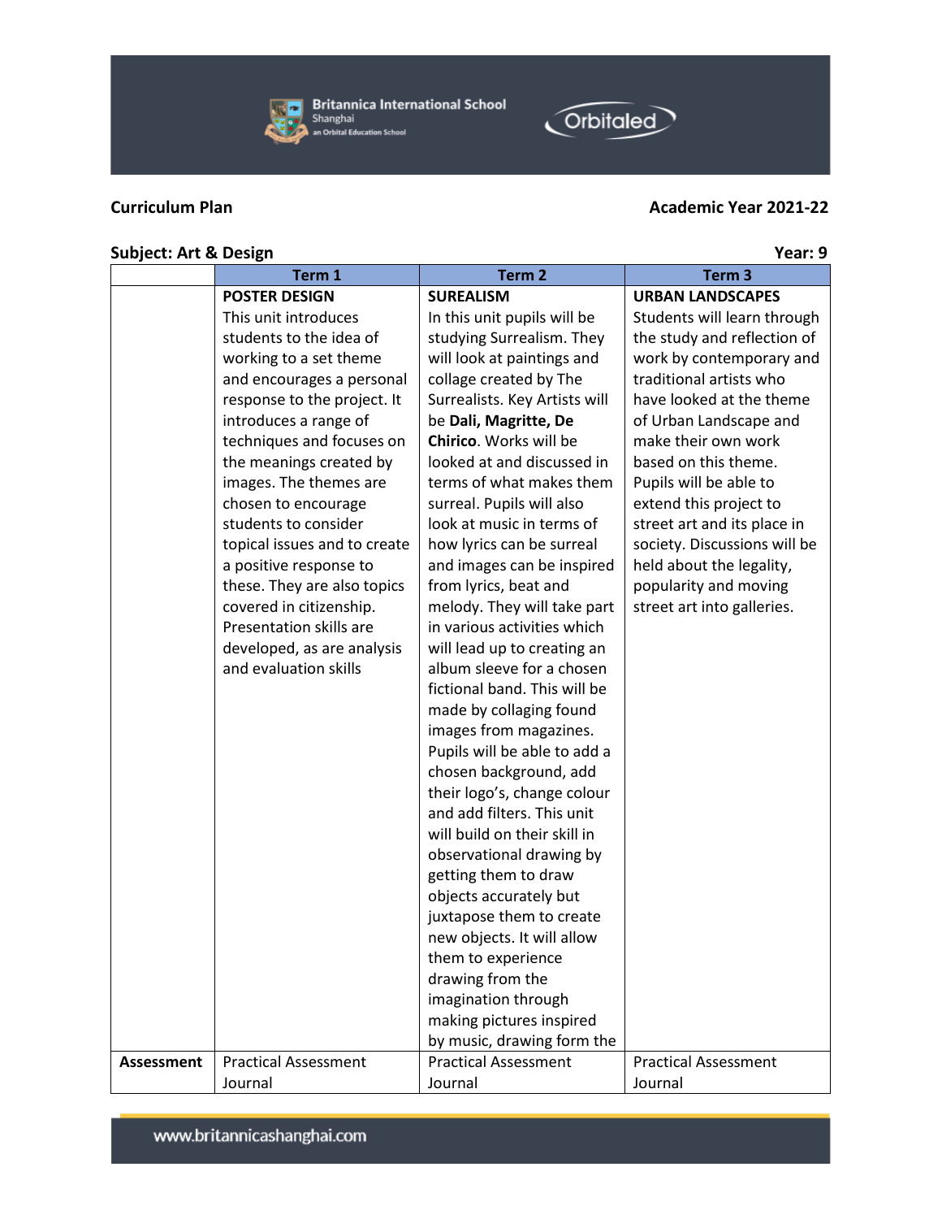**Curriculum Plan** **Academic Year 2021-22**

**Subject: Art & Design** **Year: 9**

| | Term 1 | Term 2 | Term 3 |
|---|---|---|---|
| | **POSTER DESIGN** This unit introduces students to the idea of working to a set theme and encourages a personal response to the project. It introduces a range of techniques and focuses on the meanings created by images. The themes are chosen to encourage students to consider topical issues and to create a positive response to these. They are also topics covered in citizenship. Presentation skills are developed, as are analysis and evaluation skills | **SURREALISM** In this unit pupils will be studying Surrealism. They will look at paintings and collage created by The Surrealists. Key Artists will be **Dali, Magritte, De Chirico**. Works will be looked at and discussed in terms of what makes them surreal. Pupils will also look at music in terms of how lyrics can be surreal and images can be inspired from lyrics, beat and melody. They will take part in various activities which will lead up to creating an album sleeve for a chosen fictional band. This will be made by collaging found images from magazines. Pupils will be able to add a chosen background, add their logo's, change colour and add filters. This unit will build on their skill in observational drawing by getting them to draw objects accurately but juxtapose them to create new objects. It will allow them to experience drawing from the imagination through making pictures inspired by music, drawing form the | **URBAN LANDSCAPES** Students will learn through the study and reflection of work by contemporary and traditional artists who have looked at the theme of Urban Landscape and make their own work based on this theme. Pupils will be able to extend this project to street art and its place in society. Discussions will be held about the legality, popularity and moving street art into galleries. |
| **Assessment** | Practical Assessment Journal | Practical Assessment Journal | Practical Assessment Journal |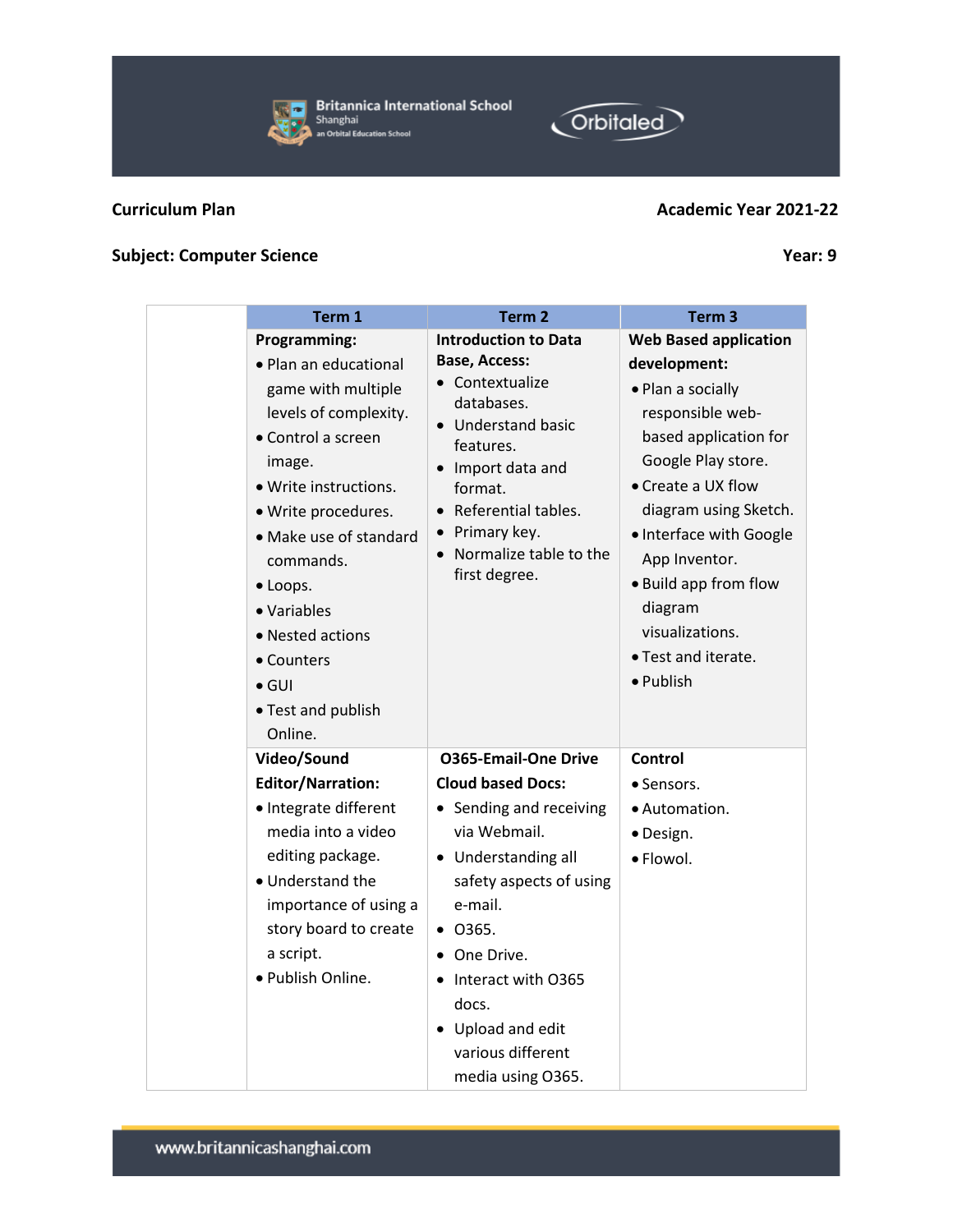**Curriculum Plan** | **Academic Year 2021-22**

**Subject: Computer Science** | **Year: 9**

| | Term 1 | Term 2 | Term 3 |
|---|---|---|---|
| | **Programming:**<br>• Plan an educational game with multiple levels of complexity.<br>• Control a screen image.<br>• Write instructions.<br>• Write procedures.<br>• Make use of standard commands.<br>• Loops.<br>• Variables<br>• Nested actions<br>• Counters<br>• GUI<br>• Test and publish Online. | **Introduction to Data Base, Access:**<br>• Contextualize databases.<br>• Understand basic features.<br>• Import data and format.<br>• Referential tables.<br>• Primary key.<br>• Normalize table to the first degree. | **Web Based application development:**<br>• Plan a socially responsible web-based application for Google Play store.<br>• Create a UX flow diagram using Sketch.<br>• Interface with Google App Inventor.<br>• Build app from flow diagram visualizations.<br>• Test and iterate.<br>• Publish |
| | **Video/Sound Editor/Narration:**<br>• Integrate different media into a video editing package.<br>• Understand the importance of using a story board to create a script.<br>• Publish Online. | **O365-Email-One Drive Cloud based Docs:**<br>• Sending and receiving via Webmail.<br>• Understanding all safety aspects of using e-mail.<br>• O365.<br>• One Drive.<br>• Interact with O365 docs.<br>• Upload and edit various different media using O365. | **Control**<br>• Sensors.<br>• Automation.<br>• Design.<br>• Flowol. |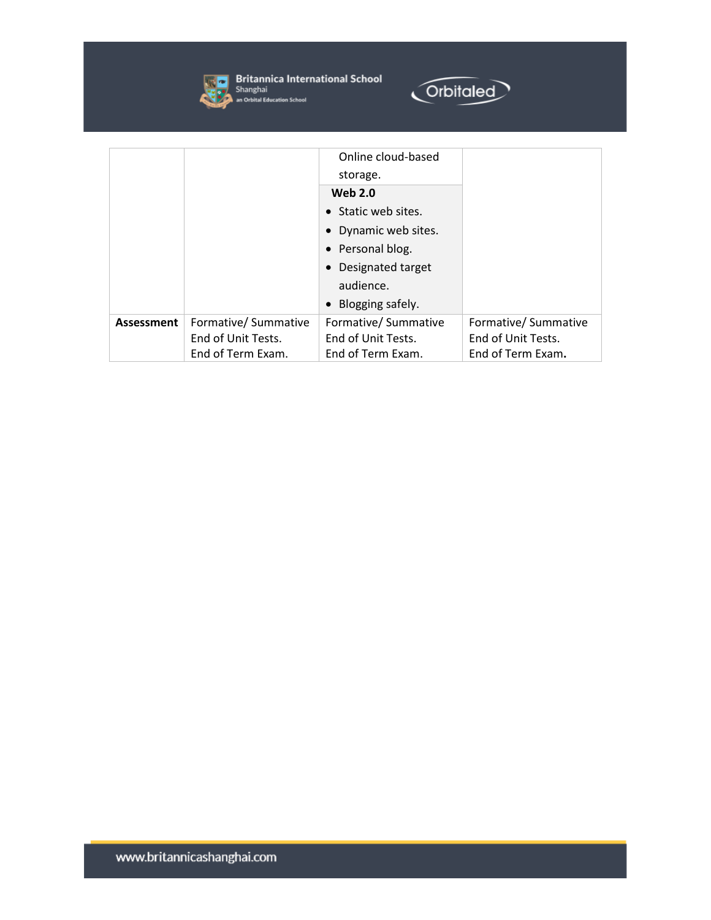| | | | |
|---|---|---|---|
| | | Online cloud-based storage.<br>**Web 2.0**<br>• Static web sites.<br>• Dynamic web sites.<br>• Personal blog.<br>• Designated target audience.<br>• Blogging safely. | |
| **Assessment** | Formative/ Summative<br>End of Unit Tests.<br>End of Term Exam. | Formative/ Summative<br>End of Unit Tests.<br>End of Term Exam. | Formative/ Summative<br>End of Unit Tests.<br>End of Term Exam**.** |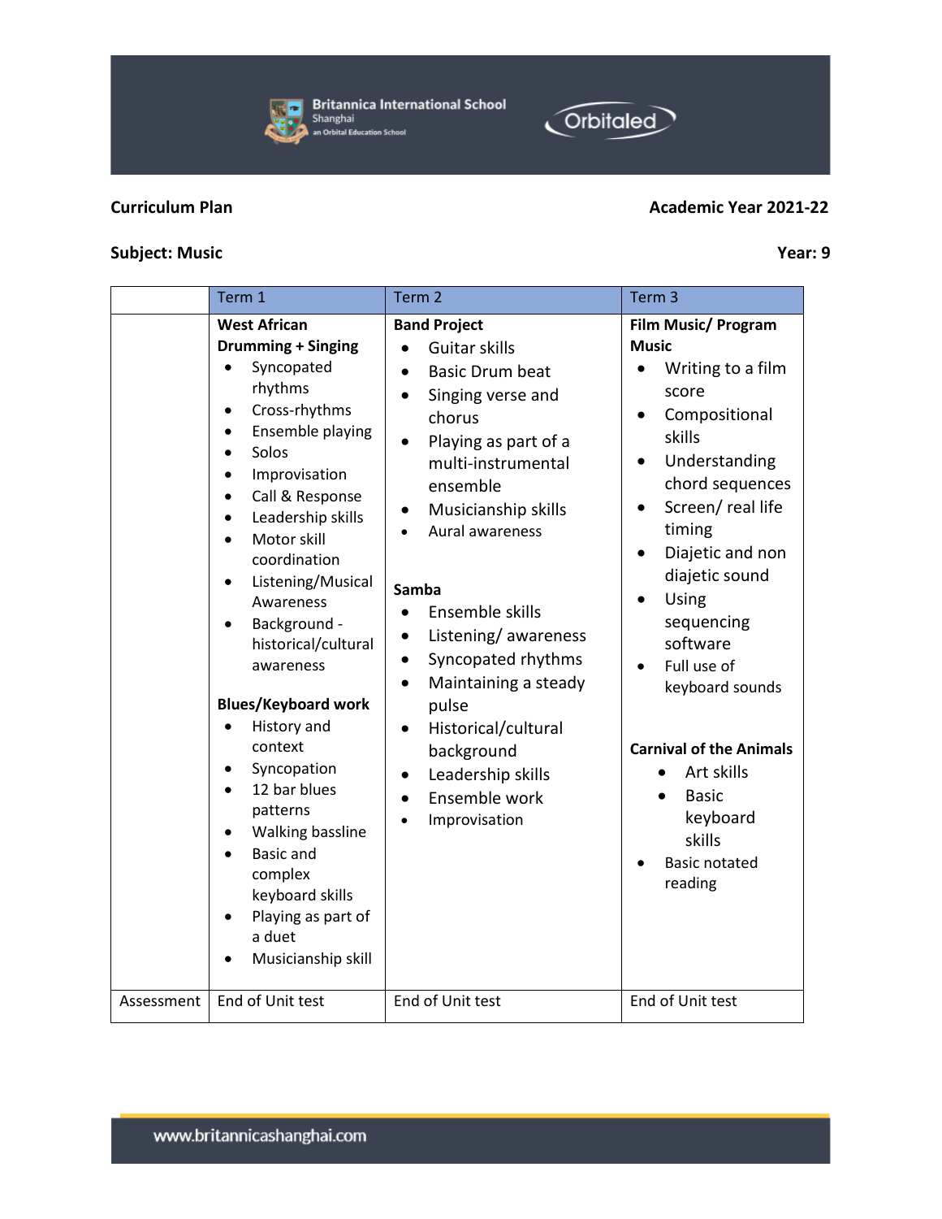**Curriculum Plan** | **Academic Year 2021-22**

**Subject: Music** | **Year: 9**

| | Term 1 | Term 2 | Term 3 |
|---|---|---|---|
| | **West African Drumming + Singing**<br>• Syncopated rhythms<br>• Cross-rhythms<br>• Ensemble playing<br>• Solos<br>• Improvisation<br>• Call & Response<br>• Leadership skills<br>• Motor skill coordination<br>• Listening/Musical Awareness<br>• Background - historical/cultural awareness<br><br>**Blues/Keyboard work**<br>• History and context<br>• Syncopation<br>• 12 bar blues patterns<br>• Walking bassline<br>• Basic and complex keyboard skills<br>• Playing as part of a duet<br>• Musicianship skill | **Band Project**<br>• Guitar skills<br>• Basic Drum beat<br>• Singing verse and chorus<br>• Playing as part of a multi-instrumental ensemble<br>• Musicianship skills<br>• Aural awareness<br><br>**Samba**<br>• Ensemble skills<br>• Listening/ awareness<br>• Syncopated rhythms<br>• Maintaining a steady pulse<br>• Historical/cultural background<br>• Leadership skills<br>• Ensemble work<br>• Improvisation | **Film Music/ Program Music**<br>• Writing to a film score<br>• Compositional skills<br>• Understanding chord sequences<br>• Screen/ real life timing<br>• Diajetic and non diajetic sound<br>• Using sequencing software<br>• Full use of keyboard sounds<br><br>**Carnival of the Animals**<br>• Art skills<br>• Basic keyboard skills<br>• Basic notated reading |
| Assessment | End of Unit test | End of Unit test | End of Unit test |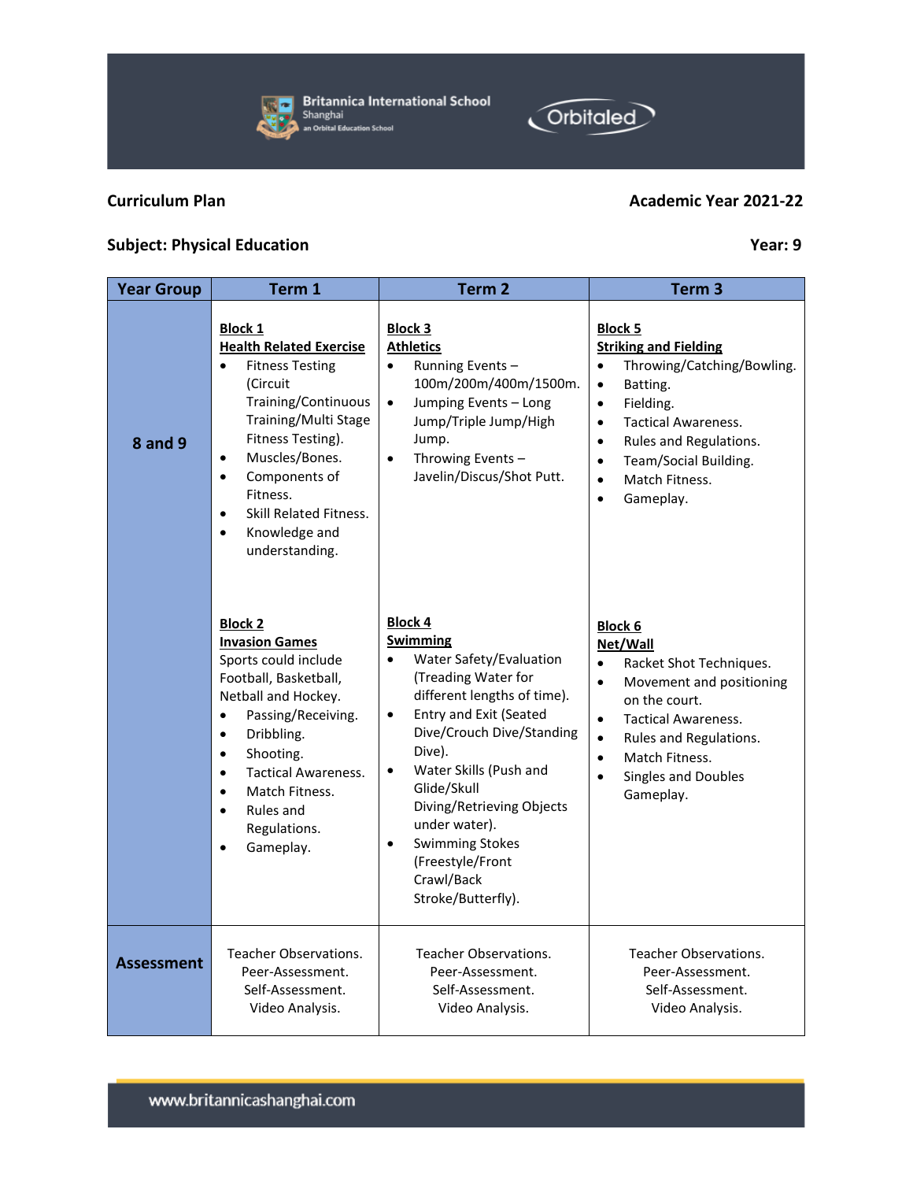**Curriculum Plan** **Academic Year 2021-22**

**Subject: Physical Education** **Year: 9**

| Year Group | Term 1 | Term 2 | Term 3 |
|---|---|---|---|
| 8 and 9 | **Block 1**<br>**Health Related Exercise**<br>• Fitness Testing (Circuit Training/Continuous Training/Multi Stage Fitness Testing).<br>• Muscles/Bones.<br>• Components of Fitness.<br>• Skill Related Fitness.<br>• Knowledge and understanding.<br><br>**Block 2**<br>**Invasion Games**<br>Sports could include Football, Basketball, Netball and Hockey.<br>• Passing/Receiving.<br>• Dribbling.<br>• Shooting.<br>• Tactical Awareness.<br>• Match Fitness.<br>• Rules and Regulations.<br>• Gameplay. | **Block 3**<br>**Athletics**<br>• Running Events – 100m/200m/400m/1500m.<br>• Jumping Events – Long Jump/Triple Jump/High Jump.<br>• Throwing Events – Javelin/Discus/Shot Putt.<br><br>**Block 4**<br>**Swimming**<br>• Water Safety/Evaluation (Treading Water for different lengths of time).<br>• Entry and Exit (Seated Dive/Crouch Dive/Standing Dive).<br>• Water Skills (Push and Glide/Skull Diving/Retrieving Objects under water).<br>• Swimming Stokes (Freestyle/Front Crawl/Back Stroke/Butterfly). | **Block 5**<br>**Striking and Fielding**<br>• Throwing/Catching/Bowling.<br>• Batting.<br>• Fielding.<br>• Tactical Awareness.<br>• Rules and Regulations.<br>• Team/Social Building.<br>• Match Fitness.<br>• Gameplay.<br><br>**Block 6**<br>**Net/Wall**<br>• Racket Shot Techniques.<br>• Movement and positioning on the court.<br>• Tactical Awareness.<br>• Rules and Regulations.<br>• Match Fitness.<br>• Singles and Doubles Gameplay. |
| **Assessment** | Teacher Observations.<br>Peer-Assessment.<br>Self-Assessment.<br>Video Analysis. | Teacher Observations.<br>Peer-Assessment.<br>Self-Assessment.<br>Video Analysis. | Teacher Observations.<br>Peer-Assessment.<br>Self-Assessment.<br>Video Analysis. |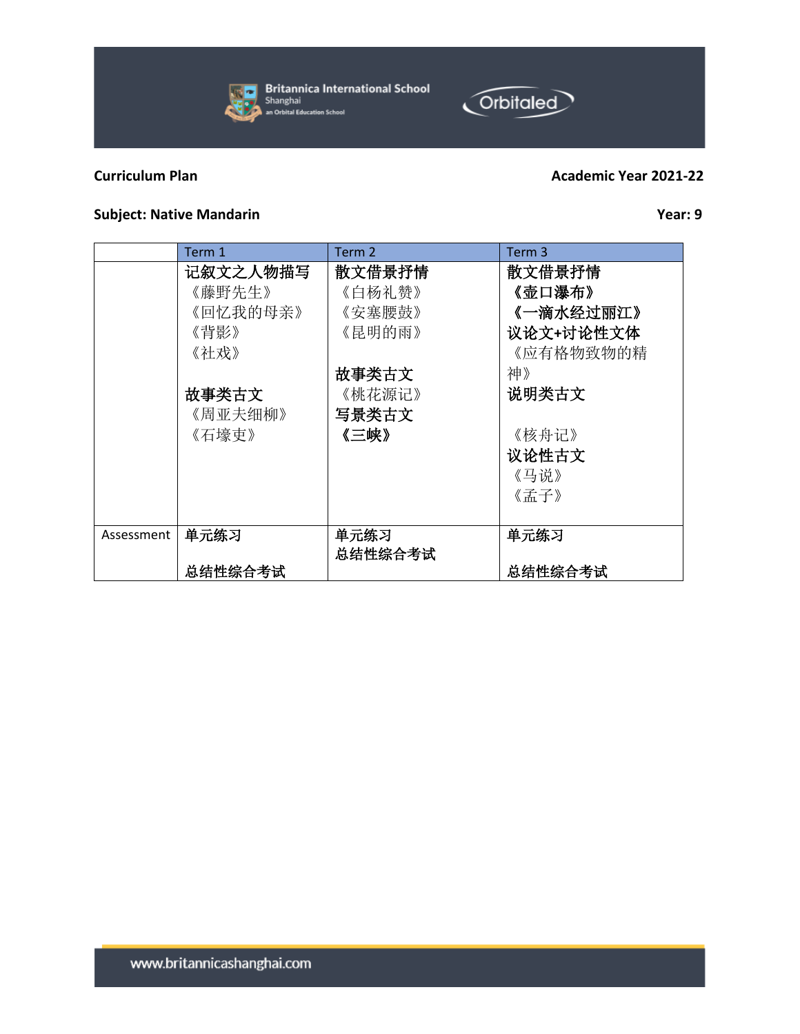**Curriculum Plan** **Academic Year 2021-22**

**Subject: Native Mandarin** **Year: 9**

| | Term 1 | Term 2 | Term 3 |
|---|---|---|---|
| | **记叙文之人物描写**<br>《藤野先生》<br>《回忆我的母亲》<br>《背影》<br>《社戏》<br><br>**故事类古文**<br>《周亚夫细柳》<br>《石壕吏》 | **散文借景抒情**<br>《白杨礼赞》<br>《安塞腰鼓》<br>《昆明的雨》<br><br>**故事类古文**<br>《桃花源记》<br>**写景类古文**<br>**《三峡》** | **散文借景抒情**<br>**《壶口瀑布》**<br>**《一滴水经过丽江》**<br>**议论文+讨论性文体**<br>《应有格物致物的精神》<br>**说明类古文**<br><br>《核舟记》<br>**议论性古文**<br>《马说》<br>《孟子》 |
| Assessment | **单元练习**<br><br>**总结性综合考试** | **单元练习**<br>**总结性综合考试** | **单元练习**<br><br>**总结性综合考试** |